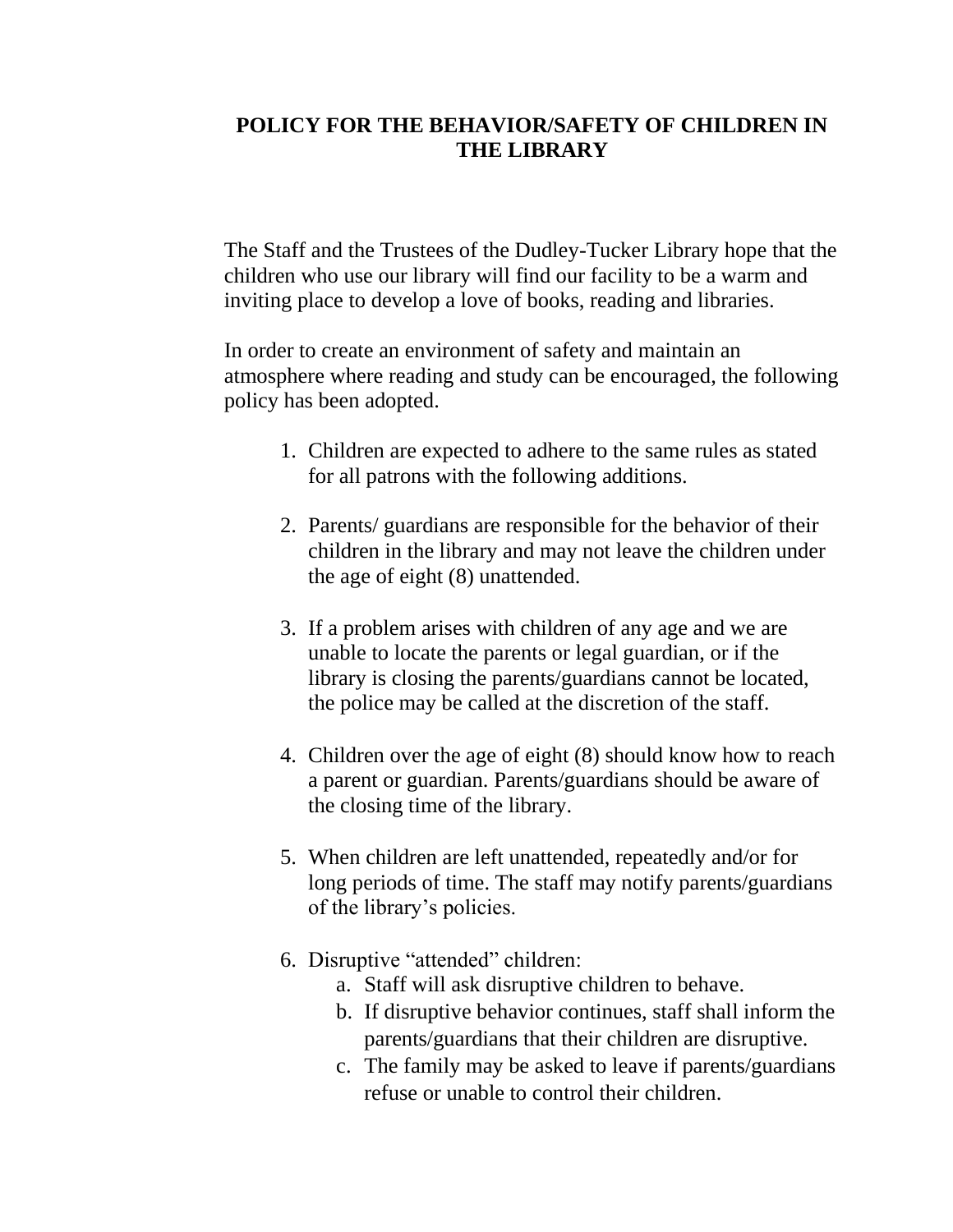# POLICY FOR THE BEHAVIOR/SAFETY OF CHILDREN IN THE LIBRARY

The Staff and the Trustees of the Dudley-Tucker Library hope that the children who use our library will find our facility to be a warm and inviting place to develop a love of books, reading and libraries.

In order to create an environment of safety and maintain an atmosphere where reading and study can be encouraged, the following policy has been adopted.

1. Children are expected to adhere to the same rules as stated for all patrons with the following additions.

2. Parents/ guardians are responsible for the behavior of their children in the library and may not leave the children under the age of eight (8) unattended.

3. If a problem arises with children of any age and we are unable to locate the parents or legal guardian, or if the library is closing the parents/guardians cannot be located, the police may be called at the discretion of the staff.

4. Children over the age of eight (8) should know how to reach a parent or guardian. Parents/guardians should be aware of the closing time of the library.

5. When children are left unattended, repeatedly and/or for long periods of time. The staff may notify parents/guardians of the library's policies.

6. Disruptive "attended" children:
   a. Staff will ask disruptive children to behave.
   b. If disruptive behavior continues, staff shall inform the parents/guardians that their children are disruptive.
   c. The family may be asked to leave if parents/guardians refuse or unable to control their children.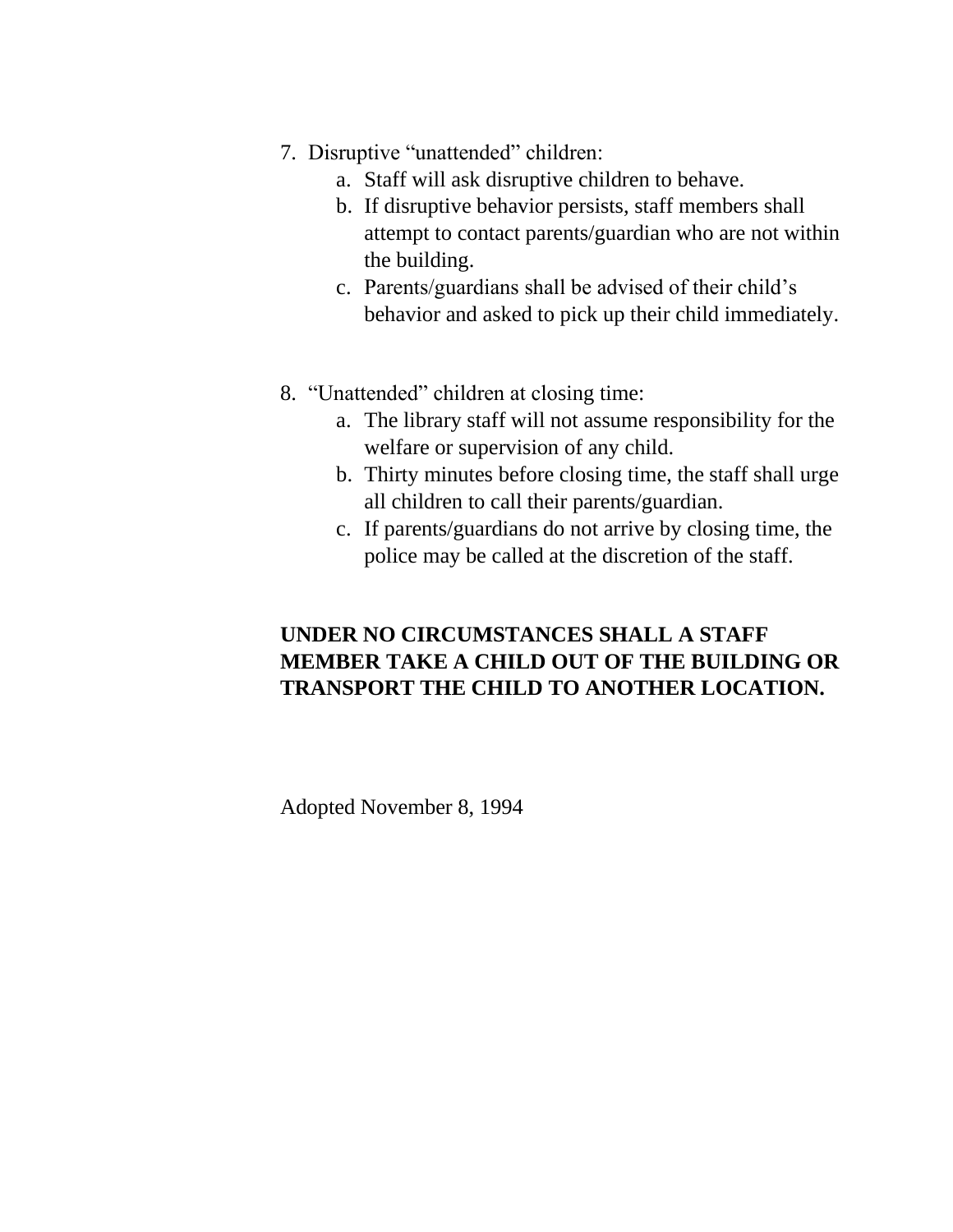7. Disruptive "unattended" children:
   a. Staff will ask disruptive children to behave.
   b. If disruptive behavior persists, staff members shall attempt to contact parents/guardian who are not within the building.
   c. Parents/guardians shall be advised of their child's behavior and asked to pick up their child immediately.

8. "Unattended" children at closing time:
   a. The library staff will not assume responsibility for the welfare or supervision of any child.
   b. Thirty minutes before closing time, the staff shall urge all children to call their parents/guardian.
   c. If parents/guardians do not arrive by closing time, the police may be called at the discretion of the staff.

**UNDER NO CIRCUMSTANCES SHALL A STAFF MEMBER TAKE A CHILD OUT OF THE BUILDING OR TRANSPORT THE CHILD TO ANOTHER LOCATION.**

Adopted November 8, 1994